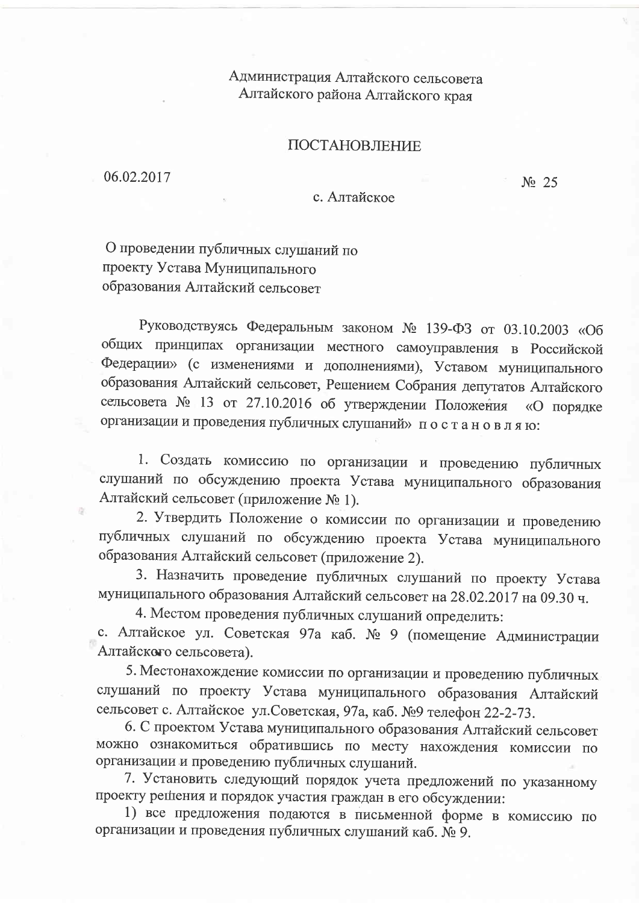Администрация Алтайского сельсовета
Алтайского района Алтайского края

# ПОСТАНОВЛЕНИЕ

06.02.2017 № 25

с. Алтайское

О проведении публичных слушаний по проекту Устава Муниципального образования Алтайский сельсовет

Руководствуясь Федеральным законом № 139-ФЗ от 03.10.2003 «Об общих принципах организации местного самоуправления в Российской Федерации» (с изменениями и дополнениями), Уставом муниципального образования Алтайский сельсовет, Решением Собрания депутатов Алтайского сельсовета № 13 от 27.10.2016 об утверждении Положения «О порядке организации и проведения публичных слушаний» постановляю:

1. Создать комиссию по организации и проведению публичных слушаний по обсуждению проекта Устава муниципального образования Алтайский сельсовет (приложение № 1).

2. Утвердить Положение о комиссии по организации и проведению публичных слушаний по обсуждению проекта Устава муниципального образования Алтайский сельсовет (приложение 2).

3. Назначить проведение публичных слушаний по проекту Устава муниципального образования Алтайский сельсовет на 28.02.2017 на 09.30 ч.

4. Местом проведения публичных слушаний определить: с. Алтайское ул. Советская 97а каб. № 9 (помещение Администрации Алтайского сельсовета).

5. Местонахождение комиссии по организации и проведению публичных слушаний по проекту Устава муниципального образования Алтайский сельсовет с. Алтайское ул.Советская, 97а, каб. №9 телефон 22-2-73.

6. С проектом Устава муниципального образования Алтайский сельсовет можно ознакомиться обратившись по месту нахождения комиссии по организации и проведению публичных слушаний.

7. Установить следующий порядок учета предложений по указанному проекту решения и порядок участия граждан в его обсуждении:

1) все предложения подаются в письменной форме в комиссию по организации и проведения публичных слушаний каб. № 9.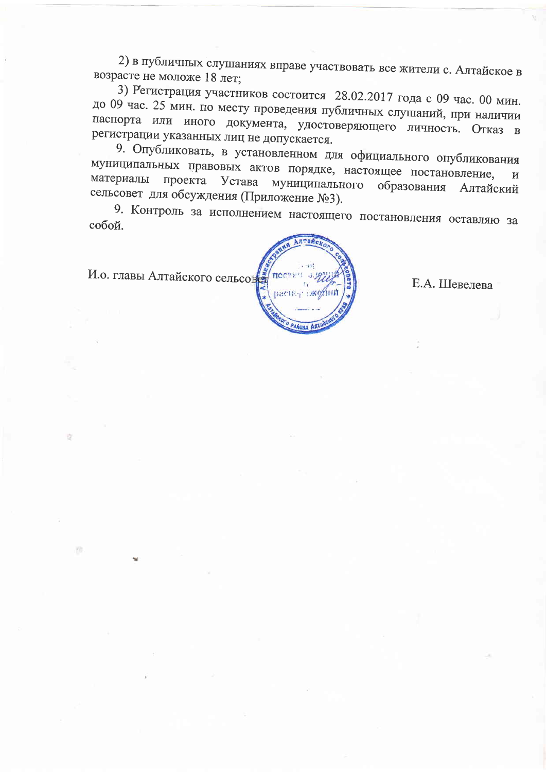2) в публичных слушаниях вправе участвовать все жители с. Алтайское в возрасте не моложе 18 лет;

3) Регистрация участников состоится 28.02.2017 года с 09 час. 00 мин. до 09 час. 25 мин. по месту проведения публичных слушаний, при наличии паспорта или иного документа, удостоверяющего личность. Отказ в регистрации указанных лиц не допускается.

9. Опубликовать, в установленном для официального опубликования муниципальных правовых актов порядке, настоящее постановление, и материалы проекта Устава муниципального образования Алтайский сельсовет для обсуждения (Приложение №3).

9. Контроль за исполнением настоящего постановления оставляю за собой.

И.о. главы Алтайского сельсовета Е.А. Шевелева